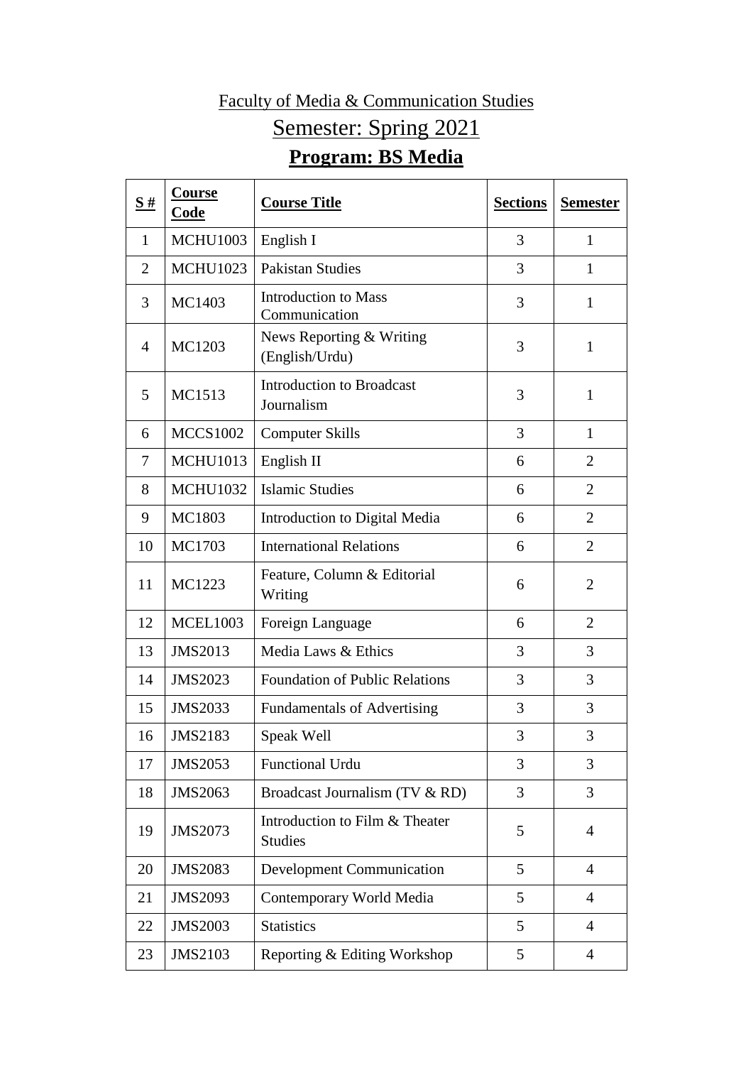Faculty of Media & Communication Studies

Semester: Spring 2021

# Program: BS Media

| S # | Course Code | Course Title | Sections | Semester |
|---|---|---|---|---|
| 1 | MCHU1003 | English I | 3 | 1 |
| 2 | MCHU1023 | Pakistan Studies | 3 | 1 |
| 3 | MC1403 | Introduction to Mass Communication | 3 | 1 |
| 4 | MC1203 | News Reporting & Writing (English/Urdu) | 3 | 1 |
| 5 | MC1513 | Introduction to Broadcast Journalism | 3 | 1 |
| 6 | MCCS1002 | Computer Skills | 3 | 1 |
| 7 | MCHU1013 | English II | 6 | 2 |
| 8 | MCHU1032 | Islamic Studies | 6 | 2 |
| 9 | MC1803 | Introduction to Digital Media | 6 | 2 |
| 10 | MC1703 | International Relations | 6 | 2 |
| 11 | MC1223 | Feature, Column & Editorial Writing | 6 | 2 |
| 12 | MCEL1003 | Foreign Language | 6 | 2 |
| 13 | JMS2013 | Media Laws & Ethics | 3 | 3 |
| 14 | JMS2023 | Foundation of Public Relations | 3 | 3 |
| 15 | JMS2033 | Fundamentals of Advertising | 3 | 3 |
| 16 | JMS2183 | Speak Well | 3 | 3 |
| 17 | JMS2053 | Functional Urdu | 3 | 3 |
| 18 | JMS2063 | Broadcast Journalism (TV & RD) | 3 | 3 |
| 19 | JMS2073 | Introduction to Film & Theater Studies | 5 | 4 |
| 20 | JMS2083 | Development Communication | 5 | 4 |
| 21 | JMS2093 | Contemporary World Media | 5 | 4 |
| 22 | JMS2003 | Statistics | 5 | 4 |
| 23 | JMS2103 | Reporting & Editing Workshop | 5 | 4 |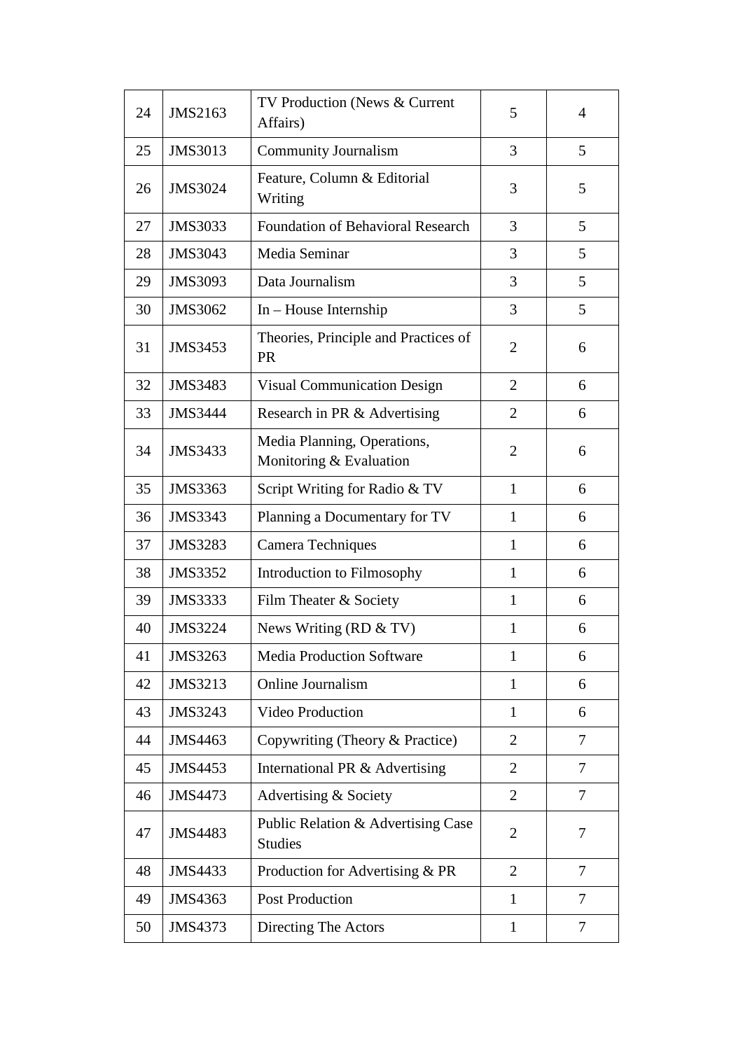| 24 | JMS2163 | TV Production (News & Current Affairs) | 5 | 4 |
|---|---|---|---|---|
| 25 | JMS3013 | Community Journalism | 3 | 5 |
| 26 | JMS3024 | Feature, Column & Editorial Writing | 3 | 5 |
| 27 | JMS3033 | Foundation of Behavioral Research | 3 | 5 |
| 28 | JMS3043 | Media Seminar | 3 | 5 |
| 29 | JMS3093 | Data Journalism | 3 | 5 |
| 30 | JMS3062 | In – House Internship | 3 | 5 |
| 31 | JMS3453 | Theories, Principle and Practices of PR | 2 | 6 |
| 32 | JMS3483 | Visual Communication Design | 2 | 6 |
| 33 | JMS3444 | Research in PR & Advertising | 2 | 6 |
| 34 | JMS3433 | Media Planning, Operations, Monitoring & Evaluation | 2 | 6 |
| 35 | JMS3363 | Script Writing for Radio & TV | 1 | 6 |
| 36 | JMS3343 | Planning a Documentary for TV | 1 | 6 |
| 37 | JMS3283 | Camera Techniques | 1 | 6 |
| 38 | JMS3352 | Introduction to Filmosophy | 1 | 6 |
| 39 | JMS3333 | Film Theater & Society | 1 | 6 |
| 40 | JMS3224 | News Writing (RD & TV) | 1 | 6 |
| 41 | JMS3263 | Media Production Software | 1 | 6 |
| 42 | JMS3213 | Online Journalism | 1 | 6 |
| 43 | JMS3243 | Video Production | 1 | 6 |
| 44 | JMS4463 | Copywriting (Theory & Practice) | 2 | 7 |
| 45 | JMS4453 | International PR & Advertising | 2 | 7 |
| 46 | JMS4473 | Advertising & Society | 2 | 7 |
| 47 | JMS4483 | Public Relation & Advertising Case Studies | 2 | 7 |
| 48 | JMS4433 | Production for Advertising & PR | 2 | 7 |
| 49 | JMS4363 | Post Production | 1 | 7 |
| 50 | JMS4373 | Directing The Actors | 1 | 7 |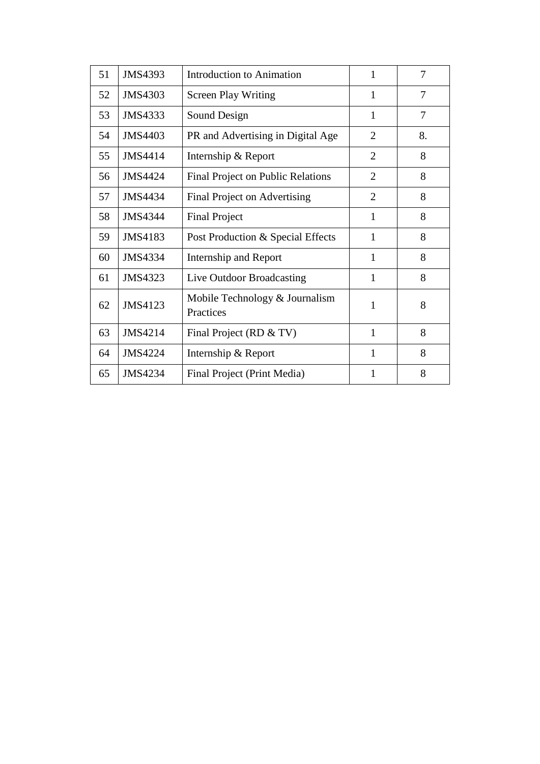| | | | | |
|---|---|---|---|---|
| 51 | JMS4393 | Introduction to Animation | 1 | 7 |
| 52 | JMS4303 | Screen Play Writing | 1 | 7 |
| 53 | JMS4333 | Sound Design | 1 | 7 |
| 54 | JMS4403 | PR and Advertising in Digital Age | 2 | 8. |
| 55 | JMS4414 | Internship & Report | 2 | 8 |
| 56 | JMS4424 | Final Project on Public Relations | 2 | 8 |
| 57 | JMS4434 | Final Project on Advertising | 2 | 8 |
| 58 | JMS4344 | Final Project | 1 | 8 |
| 59 | JMS4183 | Post Production & Special Effects | 1 | 8 |
| 60 | JMS4334 | Internship and Report | 1 | 8 |
| 61 | JMS4323 | Live Outdoor Broadcasting | 1 | 8 |
| 62 | JMS4123 | Mobile Technology & Journalism Practices | 1 | 8 |
| 63 | JMS4214 | Final Project (RD & TV) | 1 | 8 |
| 64 | JMS4224 | Internship & Report | 1 | 8 |
| 65 | JMS4234 | Final Project (Print Media) | 1 | 8 |